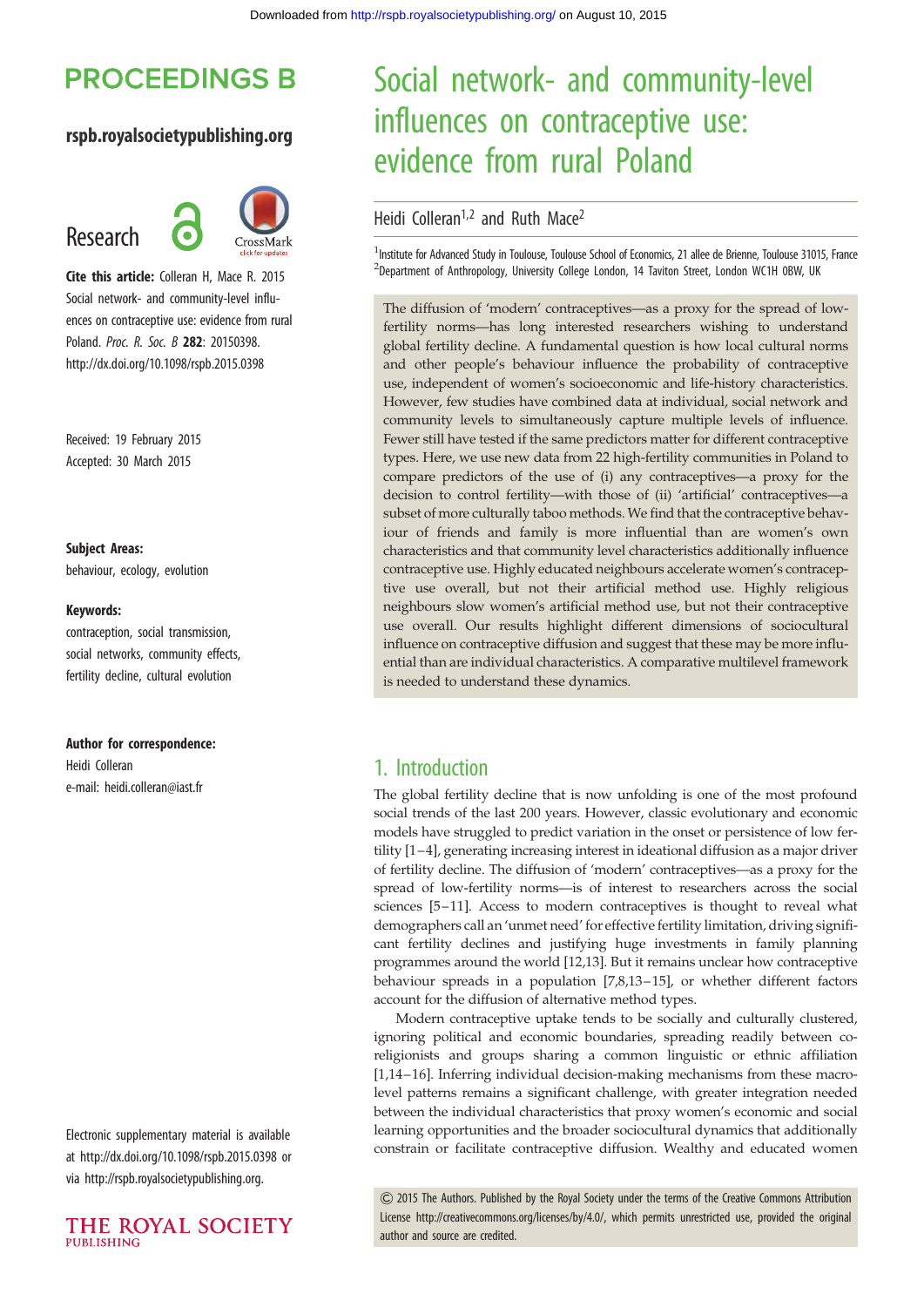# Social network- and community-level influences on contraceptive use: evidence from rural Poland

Heidi Colleran[1,2] and Ruth Mace[2]

[1]Institute for Advanced Study in Toulouse, Toulouse School of Economics, 21 allee de Brienne, Toulouse 31015, France
[2]Department of Anthropology, University College London, 14 Taviton Street, London WC1H 0BW, UK

**Research**

**Cite this article:** Colleran H, Mace R. 2015 Social network- and community-level influences on contraceptive use: evidence from rural Poland. *Proc. R. Soc. B* **282**: 20150398. http://dx.doi.org/10.1098/rspb.2015.0398

Received: 19 February 2015
Accepted: 30 March 2015

**Subject Areas:**
behaviour, ecology, evolution

**Keywords:**
contraception, social transmission, social networks, community effects, fertility decline, cultural evolution

**Author for correspondence:**
Heidi Colleran
e-mail: heidi.colleran@iast.fr

Electronic supplementary material is available at http://dx.doi.org/10.1098/rspb.2015.0398 or via http://rspb.royalsocietypublishing.org.

The diffusion of 'modern' contraceptives—as a proxy for the spread of low-fertility norms—has long interested researchers wishing to understand global fertility decline. A fundamental question is how local cultural norms and other people's behaviour influence the probability of contraceptive use, independent of women's socioeconomic and life-history characteristics. However, few studies have combined data at individual, social network and community levels to simultaneously capture multiple levels of influence. Fewer still have tested if the same predictors matter for different contraceptive types. Here, we use new data from 22 high-fertility communities in Poland to compare predictors of the use of (i) any contraceptives—a proxy for the decision to control fertility—with those of (ii) 'artificial' contraceptives—a subset of more culturally taboo methods. We find that the contraceptive behaviour of friends and family is more influential than are women's own characteristics and that community level characteristics additionally influence contraceptive use. Highly educated neighbours accelerate women's contraceptive use overall, but not their artificial method use. Highly religious neighbours slow women's artificial method use, but not their contraceptive use overall. Our results highlight different dimensions of sociocultural influence on contraceptive diffusion and suggest that these may be more influential than are individual characteristics. A comparative multilevel framework is needed to understand these dynamics.

## 1. Introduction

The global fertility decline that is now unfolding is one of the most profound social trends of the last 200 years. However, classic evolutionary and economic models have struggled to predict variation in the onset or persistence of low fertility [1–4], generating increasing interest in ideational diffusion as a major driver of fertility decline. The diffusion of 'modern' contraceptives—as a proxy for the spread of low-fertility norms—is of interest to researchers across the social sciences [5–11]. Access to modern contraceptives is thought to reveal what demographers call an 'unmet need' for effective fertility limitation, driving significant fertility declines and justifying huge investments in family planning programmes around the world [12,13]. But it remains unclear how contraceptive behaviour spreads in a population [7,8,13–15], or whether different factors account for the diffusion of alternative method types.

Modern contraceptive uptake tends to be socially and culturally clustered, ignoring political and economic boundaries, spreading readily between co-religionists and groups sharing a common linguistic or ethnic affiliation [1,14–16]. Inferring individual decision-making mechanisms from these macro-level patterns remains a significant challenge, with greater integration needed between the individual characteristics that proxy women's economic and social learning opportunities and the broader sociocultural dynamics that additionally constrain or facilitate contraceptive diffusion. Wealthy and educated women

© 2015 The Authors. Published by the Royal Society under the terms of the Creative Commons Attribution License http://creativecommons.org/licenses/by/4.0/, which permits unrestricted use, provided the original author and source are credited.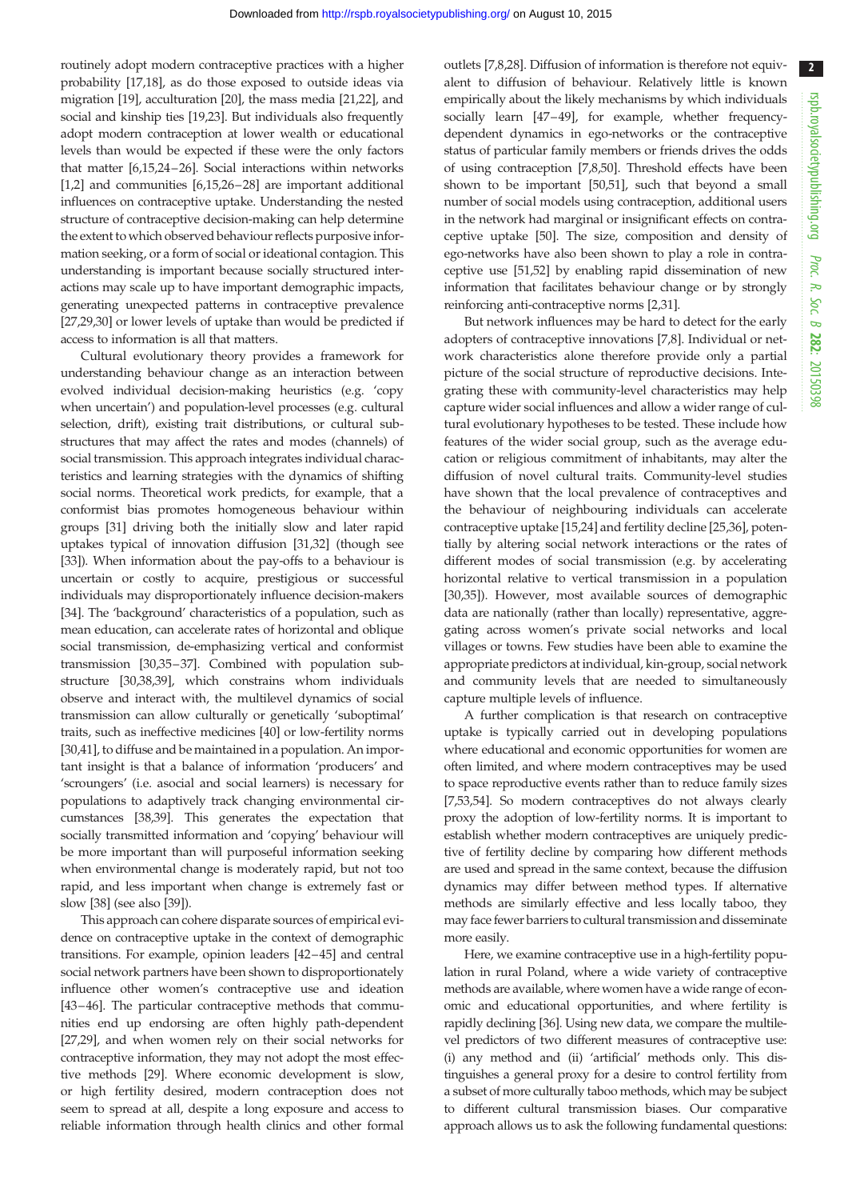routinely adopt modern contraceptive practices with a higher probability [17,18], as do those exposed to outside ideas via migration [19], acculturation [20], the mass media [21,22], and social and kinship ties [19,23]. But individuals also frequently adopt modern contraception at lower wealth or educational levels than would be expected if these were the only factors that matter [6,15,24–26]. Social interactions within networks [1,2] and communities [6,15,26–28] are important additional influences on contraceptive uptake. Understanding the nested structure of contraceptive decision-making can help determine the extent to which observed behaviour reflects purposive information seeking, or a form of social or ideational contagion. This understanding is important because socially structured interactions may scale up to have important demographic impacts, generating unexpected patterns in contraceptive prevalence [27,29,30] or lower levels of uptake than would be predicted if access to information is all that matters.

Cultural evolutionary theory provides a framework for understanding behaviour change as an interaction between evolved individual decision-making heuristics (e.g. 'copy when uncertain') and population-level processes (e.g. cultural selection, drift), existing trait distributions, or cultural substructures that may affect the rates and modes (channels) of social transmission. This approach integrates individual characteristics and learning strategies with the dynamics of shifting social norms. Theoretical work predicts, for example, that a conformist bias promotes homogeneous behaviour within groups [31] driving both the initially slow and later rapid uptakes typical of innovation diffusion [31,32] (though see [33]). When information about the pay-offs to a behaviour is uncertain or costly to acquire, prestigious or successful individuals may disproportionately influence decision-makers [34]. The 'background' characteristics of a population, such as mean education, can accelerate rates of horizontal and oblique social transmission, de-emphasizing vertical and conformist transmission [30,35–37]. Combined with population substructure [30,38,39], which constrains whom individuals observe and interact with, the multilevel dynamics of social transmission can allow culturally or genetically 'suboptimal' traits, such as ineffective medicines [40] or low-fertility norms [30,41], to diffuse and be maintained in a population. An important insight is that a balance of information 'producers' and 'scroungers' (i.e. asocial and social learners) is necessary for populations to adaptively track changing environmental circumstances [38,39]. This generates the expectation that socially transmitted information and 'copying' behaviour will be more important than will purposeful information seeking when environmental change is moderately rapid, but not too rapid, and less important when change is extremely fast or slow [38] (see also [39]).

This approach can cohere disparate sources of empirical evidence on contraceptive uptake in the context of demographic transitions. For example, opinion leaders [42–45] and central social network partners have been shown to disproportionately influence other women's contraceptive use and ideation [43–46]. The particular contraceptive methods that communities end up endorsing are often highly path-dependent [27,29], and when women rely on their social networks for contraceptive information, they may not adopt the most effective methods [29]. Where economic development is slow, or high fertility desired, modern contraception does not seem to spread at all, despite a long exposure and access to reliable information through health clinics and other formal outlets [7,8,28]. Diffusion of information is therefore not equivalent to diffusion of behaviour. Relatively little is known empirically about the likely mechanisms by which individuals socially learn [47–49], for example, whether frequency-dependent dynamics in ego-networks or the contraceptive status of particular family members or friends drives the odds of using contraception [7,8,50]. Threshold effects have been shown to be important [50,51], such that beyond a small number of social models using contraception, additional users in the network had marginal or insignificant effects on contraceptive uptake [50]. The size, composition and density of ego-networks have also been shown to play a role in contraceptive use [51,52] by enabling rapid dissemination of new information that facilitates behaviour change or by strongly reinforcing anti-contraceptive norms [2,31].

But network influences may be hard to detect for the early adopters of contraceptive innovations [7,8]. Individual or network characteristics alone therefore provide only a partial picture of the social structure of reproductive decisions. Integrating these with community-level characteristics may help capture wider social influences and allow a wider range of cultural evolutionary hypotheses to be tested. These include how features of the wider social group, such as the average education or religious commitment of inhabitants, may alter the diffusion of novel cultural traits. Community-level studies have shown that the local prevalence of contraceptives and the behaviour of neighbouring individuals can accelerate contraceptive uptake [15,24] and fertility decline [25,36], potentially by altering social network interactions or the rates of different modes of social transmission (e.g. by accelerating horizontal relative to vertical transmission in a population [30,35]). However, most available sources of demographic data are nationally (rather than locally) representative, aggregating across women's private social networks and local villages or towns. Few studies have been able to examine the appropriate predictors at individual, kin-group, social network and community levels that are needed to simultaneously capture multiple levels of influence.

A further complication is that research on contraceptive uptake is typically carried out in developing populations where educational and economic opportunities for women are often limited, and where modern contraceptives may be used to space reproductive events rather than to reduce family sizes [7,53,54]. So modern contraceptives do not always clearly proxy the adoption of low-fertility norms. It is important to establish whether modern contraceptives are uniquely predictive of fertility decline by comparing how different methods are used and spread in the same context, because the diffusion dynamics may differ between method types. If alternative methods are similarly effective and less locally taboo, they may face fewer barriers to cultural transmission and disseminate more easily.

Here, we examine contraceptive use in a high-fertility population in rural Poland, where a wide variety of contraceptive methods are available, where women have a wide range of economic and educational opportunities, and where fertility is rapidly declining [36]. Using new data, we compare the multilevel predictors of two different measures of contraceptive use: (i) any method and (ii) 'artificial' methods only. This distinguishes a general proxy for a desire to control fertility from a subset of more culturally taboo methods, which may be subject to different cultural transmission biases. Our comparative approach allows us to ask the following fundamental questions: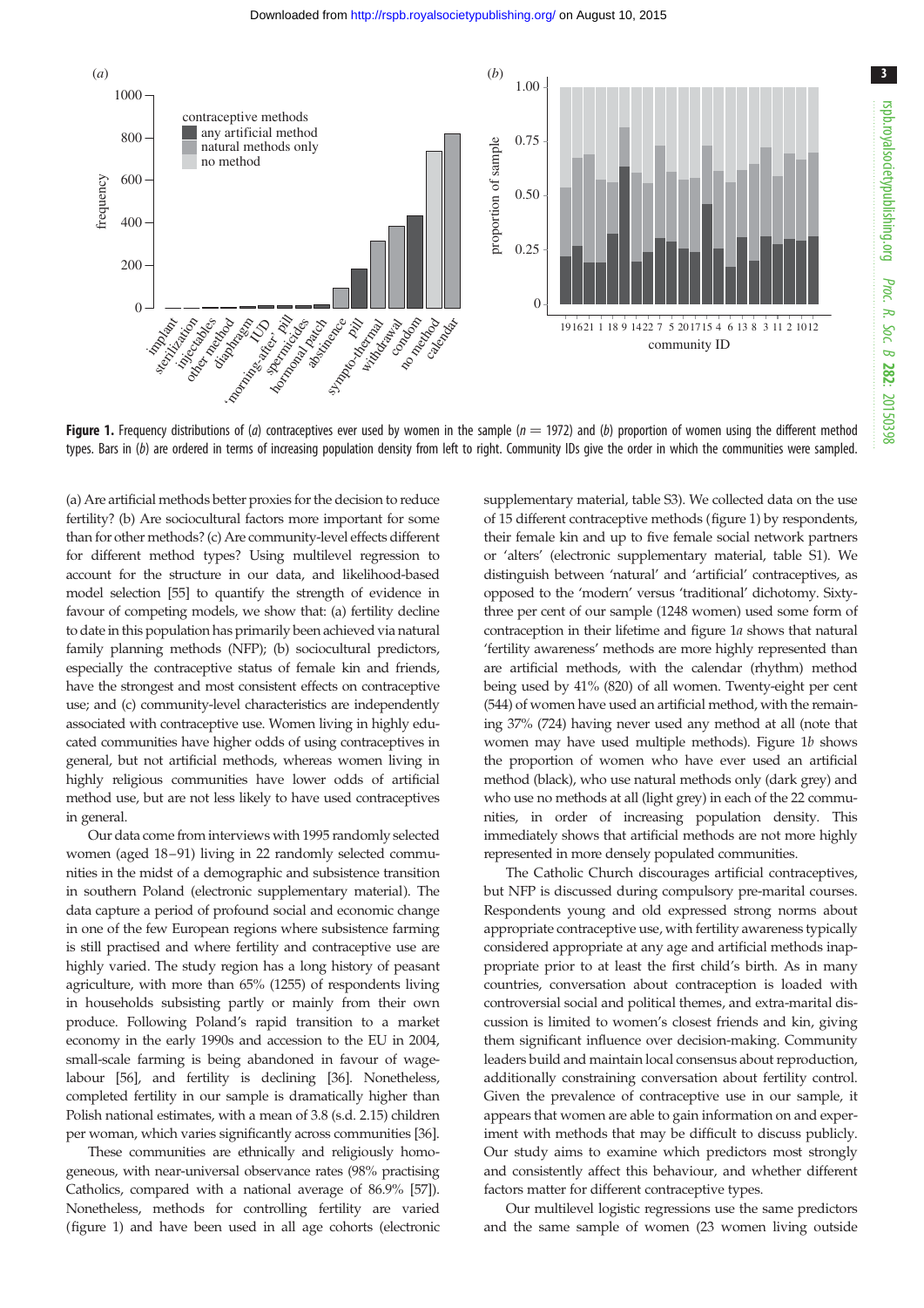**Figure 1.** Frequency distributions of (*a*) contraceptives ever used by women in the sample ($n = 1972$) and (*b*) proportion of women using the different method types. Bars in (*b*) are ordered in terms of increasing population density from left to right. Community IDs give the order in which the communities were sampled.

(a) Are artificial methods better proxies for the decision to reduce fertility? (b) Are sociocultural factors more important for some than for other methods? (c) Are community-level effects different for different method types? Using multilevel regression to account for the structure in our data, and likelihood-based model selection [55] to quantify the strength of evidence in favour of competing models, we show that: (a) fertility decline to date in this population has primarily been achieved via natural family planning methods (NFP); (b) sociocultural predictors, especially the contraceptive status of female kin and friends, have the strongest and most consistent effects on contraceptive use; and (c) community-level characteristics are independently associated with contraceptive use. Women living in highly educated communities have higher odds of using contraceptives in general, but not artificial methods, whereas women living in highly religious communities have lower odds of artificial method use, but are not less likely to have used contraceptives in general.

Our data come from interviews with 1995 randomly selected women (aged 18–91) living in 22 randomly selected communities in the midst of a demographic and subsistence transition in southern Poland (electronic supplementary material). The data capture a period of profound social and economic change in one of the few European regions where subsistence farming is still practised and where fertility and contraceptive use are highly varied. The study region has a long history of peasant agriculture, with more than 65% (1255) of respondents living in households subsisting partly or mainly from their own produce. Following Poland's rapid transition to a market economy in the early 1990s and accession to the EU in 2004, small-scale farming is being abandoned in favour of wage-labour [56], and fertility is declining [36]. Nonetheless, completed fertility in our sample is dramatically higher than Polish national estimates, with a mean of 3.8 (s.d. 2.15) children per woman, which varies significantly across communities [36].

These communities are ethnically and religiously homogeneous, with near-universal observance rates (98% practising Catholics, compared with a national average of 86.9% [57]). Nonetheless, methods for controlling fertility are varied (figure 1) and have been used in all age cohorts (electronic supplementary material, table S3). We collected data on the use of 15 different contraceptive methods (figure 1) by respondents, their female kin and up to five female social network partners or 'alters' (electronic supplementary material, table S1). We distinguish between 'natural' and 'artificial' contraceptives, as opposed to the 'modern' versus 'traditional' dichotomy. Sixty-three per cent of our sample (1248 women) used some form of contraception in their lifetime and figure 1*a* shows that natural 'fertility awareness' methods are more highly represented than are artificial methods, with the calendar (rhythm) method being used by 41% (820) of all women. Twenty-eight per cent (544) of women have used an artificial method, with the remaining 37% (724) having never used any method at all (note that women may have used multiple methods). Figure 1*b* shows the proportion of women who have ever used an artificial method (black), who use natural methods only (dark grey) and who use no methods at all (light grey) in each of the 22 communities, in order of increasing population density. This immediately shows that artificial methods are not more highly represented in more densely populated communities.

The Catholic Church discourages artificial contraceptives, but NFP is discussed during compulsory pre-marital courses. Respondents young and old expressed strong norms about appropriate contraceptive use, with fertility awareness typically considered appropriate at any age and artificial methods inappropriate prior to at least the first child's birth. As in many countries, conversation about contraception is loaded with controversial social and political themes, and extra-marital discussion is limited to women's closest friends and kin, giving them significant influence over decision-making. Community leaders build and maintain local consensus about reproduction, additionally constraining conversation about fertility control. Given the prevalence of contraceptive use in our sample, it appears that women are able to gain information on and experiment with methods that may be difficult to discuss publicly. Our study aims to examine which predictors most strongly and consistently affect this behaviour, and whether different factors matter for different contraceptive types.

Our multilevel logistic regressions use the same predictors and the same sample of women (23 women living outside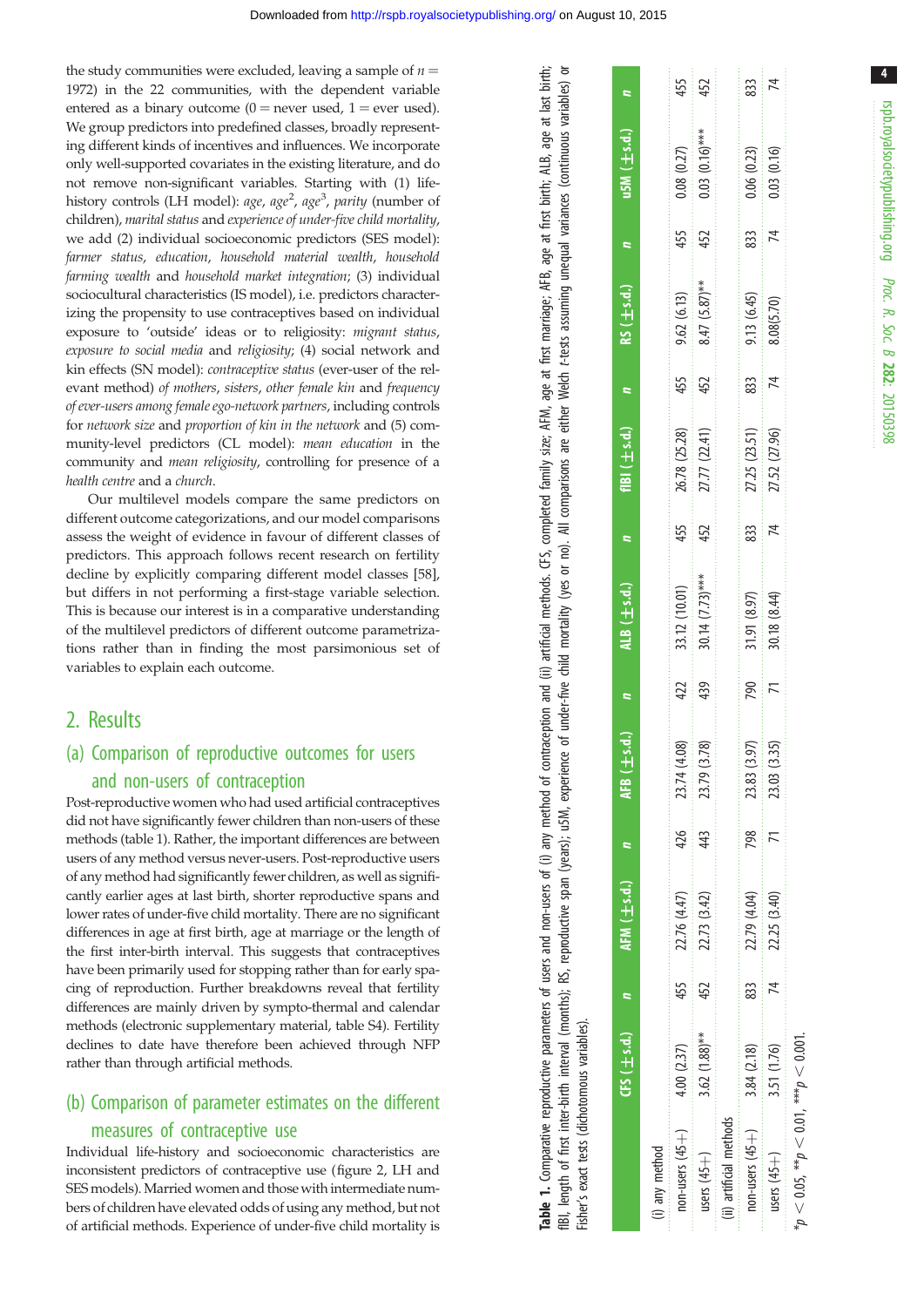the study communities were excluded, leaving a sample of $n$ = 1972) in the 22 communities, with the dependent variable entered as a binary outcome (0 = never used, 1 = ever used). We group predictors into predefined classes, broadly representing different kinds of incentives and influences. We incorporate only well-supported covariates in the existing literature, and do not remove non-significant variables. Starting with (1) life-history controls (LH model): *age*, *age*$^2$, *age*$^3$, *parity* (number of children), *marital status* and *experience of under-five child mortality*, we add (2) individual socioeconomic predictors (SES model): *farmer status*, *education*, *household material wealth*, *household farming wealth* and *household market integration*; (3) individual sociocultural characteristics (IS model), i.e. predictors characterizing the propensity to use contraceptives based on individual exposure to 'outside' ideas or to religiosity: *migrant status*, *exposure to social media* and *religiosity*; (4) social network and kin effects (SN model): *contraceptive status* (ever-user of the relevant method) *of mothers*, *sisters*, *other female kin* and *frequency of ever-users among female ego-network partners*, including controls for *network size* and *proportion of kin in the network* and (5) community-level predictors (CL model): *mean education* in the community and *mean religiosity*, controlling for presence of a *health centre* and a *church*.

Our multilevel models compare the same predictors on different outcome categorizations, and our model comparisons assess the weight of evidence in favour of different classes of predictors. This approach follows recent research on fertility decline by explicitly comparing different model classes [58], but differs in not performing a first-stage variable selection. This is because our interest is in a comparative understanding of the multilevel predictors of different outcome parametrizations rather than in finding the most parsimonious set of variables to explain each outcome.

## 2. Results

### (a) Comparison of reproductive outcomes for users and non-users of contraception

Post-reproductive women who had used artificial contraceptives did not have significantly fewer children than non-users of these methods (table 1). Rather, the important differences are between users of any method versus never-users. Post-reproductive users of any method had significantly fewer children, as well as significantly earlier ages at last birth, shorter reproductive spans and lower rates of under-five child mortality. There are no significant differences in age at first birth, age at marriage or the length of the first inter-birth interval. This suggests that contraceptives have been primarily used for stopping rather than for early spacing of reproduction. Further breakdowns reveal that fertility differences are mainly driven by sympto-thermal and calendar methods (electronic supplementary material, table S4). Fertility declines to date have therefore been achieved through NFP rather than through artificial methods.

### (b) Comparison of parameter estimates on the different measures of contraceptive use

Individual life-history and socioeconomic characteristics are inconsistent predictors of contraceptive use (figure 2, LH and SES models). Married women and those with intermediate numbers of children have elevated odds of using any method, but not of artificial methods. Experience of under-five child mortality is

**Table 1.** Comparative reproductive parameters of users and non-users of (i) any method of contraception and (ii) artificial methods. CFS, completed family size; AFM, age at first marriage; AFB, age at first birth; ALB, age at last birth; fIBI, length of first inter-birth interval (months); RS, reproductive span (years); u5M, experience of under-five child mortality (yes or no). All comparisons are either Welch *t*-tests assuming unequal variances (continuous variables) or Fisher's exact tests (dichotomous variables).

| | CFS (±s.d.) | *n* | AFM (±s.d.) | *n* | AFB (±s.d.) | *n* | ALB (±s.d.) | *n* | fIBI (±s.d.) | *n* | RS (±s.d.) | *n* | u5M (±s.d.) | *n* |
|---|---|---|---|---|---|---|---|---|---|---|---|---|---|---|
| (i) any method | | | | | | | | | | | | | | |
| non-users (45+) | 4.00 (2.37) | 455 | 22.76 (4.47) | 426 | 23.74 (4.08) | 422 | 33.12 (10.01) | 455 | 26.78 (25.28) | 455 | 9.62 (6.13) | 455 | 0.08 (0.27) | 455 |
| users (45+) | 3.62 (1.88)** | 452 | 22.73 (3.42) | 443 | 23.79 (3.78) | 439 | 30.14 (7.73)*** | 452 | 27.77 (22.41) | 452 | 8.47 (5.87)** | 452 | 0.03 (0.16)*** | 452 |
| (ii) artificial methods | | | | | | | | | | | | | | |
| non-users (45+) | 3.84 (2.18) | 833 | 22.79 (4.04) | 798 | 23.83 (3.97) | 790 | 31.91 (8.97) | 833 | 27.25 (23.51) | 833 | 9.13 (6.45) | 833 | 0.06 (0.23) | 833 |
| users (45+) | 3.51 (1.76) | 74 | 22.25 (3.40) | 71 | 23.03 (3.35) | 71 | 30.18 (8.44) | 74 | 27.52 (27.96) | 74 | 8.08(5.70) | 74 | 0.03 (0.16) | 74 |

*$p < 0.05$, **$p < 0.01$, ***$p < 0.001$.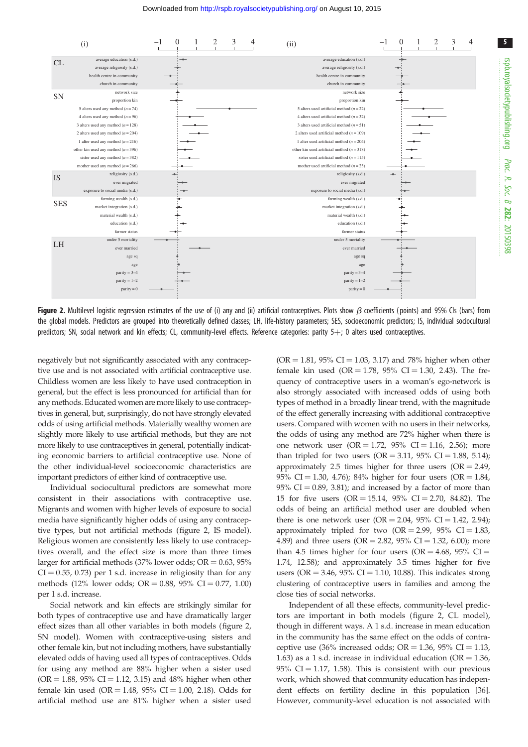Figure 2. Multilevel logistic regression estimates of the use of (i) any and (ii) artificial contraceptives. Plots show $\beta$ coefficients (points) and 95% CIs (bars) from the global models. Predictors are grouped into theoretically defined classes; LH, life-history parameters; SES, socioeconomic predictors; IS, individual sociocultural predictors; SN, social network and kin effects; CL, community-level effects. Reference categories: parity 5+; 0 alters used contraceptives.

negatively but not significantly associated with any contraceptive use and is not associated with artificial contraceptive use. Childless women are less likely to have used contraception in general, but the effect is less pronounced for artificial than for any methods. Educated women are more likely to use contraceptives in general, but, surprisingly, do not have strongly elevated odds of using artificial methods. Materially wealthy women are slightly more likely to use artificial methods, but they are not more likely to use contraceptives in general, potentially indicating economic barriers to artificial contraceptive use. None of the other individual-level socioeconomic characteristics are important predictors of either kind of contraceptive use.

Individual sociocultural predictors are somewhat more consistent in their associations with contraceptive use. Migrants and women with higher levels of exposure to social media have significantly higher odds of using any contraceptive types, but not artificial methods (figure 2, IS model). Religious women are consistently less likely to use contraceptives overall, and the effect size is more than three times larger for artificial methods (37% lower odds; OR = 0.63, 95% CI = 0.55, 0.73) per 1 s.d. increase in religiosity than for any methods (12% lower odds; OR = 0.88, 95% CI = 0.77, 1.00) per 1 s.d. increase.

Social network and kin effects are strikingly similar for both types of contraceptive use and have dramatically larger effect sizes than all other variables in both models (figure 2, SN model). Women with contraceptive-using sisters and other female kin, but not including mothers, have substantially elevated odds of having used all types of contraceptives. Odds for using any method are 88% higher when a sister used (OR = 1.88, 95% CI = 1.12, 3.15) and 48% higher when other female kin used (OR = 1.48, 95% CI = 1.00, 2.18). Odds for artificial method use are 81% higher when a sister used (OR = 1.81, 95% CI = 1.03, 3.17) and 78% higher when other female kin used (OR = 1.78, 95% CI = 1.30, 2.43). The frequency of contraceptive users in a woman's ego-network is also strongly associated with increased odds of using both types of method in a broadly linear trend, with the magnitude of the effect generally increasing with additional contraceptive users. Compared with women with no users in their networks, the odds of using any method are 72% higher when there is one network user (OR = 1.72, 95% CI = 1.16, 2.56); more than tripled for two users (OR = 3.11, 95% CI = 1.88, 5.14); approximately 2.5 times higher for three users (OR = 2.49, 95% CI = 1.30, 4.76); 84% higher for four users (OR = 1.84, 95% CI = 0.89, 3.81); and increased by a factor of more than 15 for five users (OR = 15.14, 95% CI = 2.70, 84.82). The odds of being an artificial method user are doubled when there is one network user (OR = 2.04, 95% CI = 1.42, 2.94); approximately tripled for two (OR = 2.99, 95% CI = 1.83, 4.89) and three users (OR = 2.82, 95% CI = 1.32, 6.00); more than 4.5 times higher for four users (OR = 4.68, 95% CI = 1.74, 12.58); and approximately 3.5 times higher for five users (OR = 3.46, 95% CI = 1.10, 10.88). This indicates strong clustering of contraceptive users in families and among the close ties of social networks.

Independent of all these effects, community-level predictors are important in both models (figure 2, CL model), though in different ways. A 1 s.d. increase in mean education in the community has the same effect on the odds of contraceptive use (36% increased odds; OR = 1.36, 95% CI = 1.13, 1.63) as a 1 s.d. increase in individual education (OR = 1.36, 95% CI = 1.17, 1.58). This is consistent with our previous work, which showed that community education has independent effects on fertility decline in this population [36]. However, community-level education is not associated with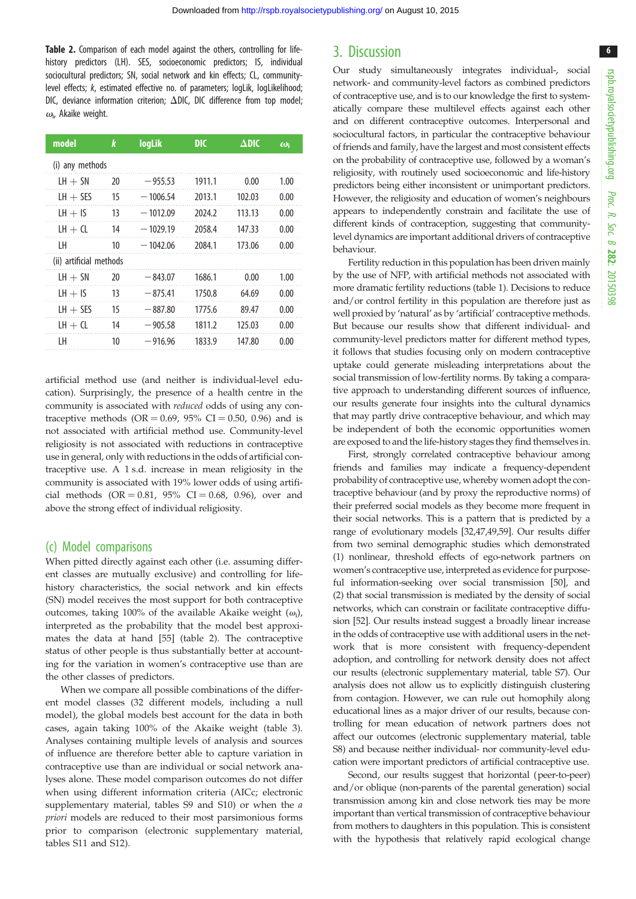**Table 2.** Comparison of each model against the others, controlling for life-history predictors (LH). SES, socioeconomic predictors; IS, individual sociocultural predictors; SN, social network and kin effects; CL, community-level effects; $k$, estimated effective no. of parameters; logLik, logLikelihood; DIC, deviance information criterion; ΔDIC, DIC difference from top model; $\omega_i$, Akaike weight.

| model | $k$ | logLik | DIC | ΔDIC | $\omega_i$ |
|---|---|---|---|---|---|
| (i) any methods | | | | | |
| LH + SN | 20 | −955.53 | 1911.1 | 0.00 | 1.00 |
| LH + SES | 15 | −1006.54 | 2013.1 | 102.03 | 0.00 |
| LH + IS | 13 | −1012.09 | 2024.2 | 113.13 | 0.00 |
| LH + CL | 14 | −1029.19 | 2058.4 | 147.33 | 0.00 |
| LH | 10 | −1042.06 | 2084.1 | 173.06 | 0.00 |
| (ii) artificial methods | | | | | |
| LH + SN | 20 | −843.07 | 1686.1 | 0.00 | 1.00 |
| LH + IS | 13 | −875.41 | 1750.8 | 64.69 | 0.00 |
| LH + SES | 15 | −887.80 | 1775.6 | 89.47 | 0.00 |
| LH + CL | 14 | −905.58 | 1811.2 | 125.03 | 0.00 |
| LH | 10 | −916.96 | 1833.9 | 147.80 | 0.00 |

artificial method use (and neither is individual-level education). Surprisingly, the presence of a health centre in the community is associated with *reduced* odds of using any contraceptive methods (OR = 0.69, 95% CI = 0.50, 0.96) and is not associated with artificial method use. Community-level religiosity is not associated with reductions in contraceptive use in general, only with reductions in the odds of artificial contraceptive use. A 1 s.d. increase in mean religiosity in the community is associated with 19% lower odds of using artificial methods (OR = 0.81, 95% CI = 0.68, 0.96), over and above the strong effect of individual religiosity.

## (c) Model comparisons

When pitted directly against each other (i.e. assuming different classes are mutually exclusive) and controlling for life-history characteristics, the social network and kin effects (SN) model receives the most support for both contraceptive outcomes, taking 100% of the available Akaike weight ($\omega_i$), interpreted as the probability that the model best approximates the data at hand [55] (table 2). The contraceptive status of other people is thus substantially better at accounting for the variation in women's contraceptive use than are the other classes of predictors.

When we compare all possible combinations of the different model classes (32 different models, including a null model), the global models best account for the data in both cases, again taking 100% of the Akaike weight (table 3). Analyses containing multiple levels of analysis and sources of influence are therefore better able to capture variation in contraceptive use than are individual or social network analyses alone. These model comparison outcomes do not differ when using different information criteria (AICc; electronic supplementary material, tables S9 and S10) or when the *a priori* models are reduced to their most parsimonious forms prior to comparison (electronic supplementary material, tables S11 and S12).

# 3. Discussion

Our study simultaneously integrates individual-, social network- and community-level factors as combined predictors of contraceptive use, and is to our knowledge the first to systematically compare these multilevel effects against each other and on different contraceptive outcomes. Interpersonal and sociocultural factors, in particular the contraceptive behaviour of friends and family, have the largest and most consistent effects on the probability of contraceptive use, followed by a woman's religiosity, with routinely used socioeconomic and life-history predictors being either inconsistent or unimportant predictors. However, the religiosity and education of women's neighbours appears to independently constrain and facilitate the use of different kinds of contraception, suggesting that community-level dynamics are important additional drivers of contraceptive behaviour.

Fertility reduction in this population has been driven mainly by the use of NFP, with artificial methods not associated with more dramatic fertility reductions (table 1). Decisions to reduce and/or control fertility in this population are therefore just as well proxied by 'natural' as by 'artificial' contraceptive methods. But because our results show that different individual- and community-level predictors matter for different method types, it follows that studies focusing only on modern contraceptive uptake could generate misleading interpretations about the social transmission of low-fertility norms. By taking a comparative approach to understanding different sources of influence, our results generate four insights into the cultural dynamics that may partly drive contraceptive behaviour, and which may be independent of both the economic opportunities women are exposed to and the life-history stages they find themselves in.

First, strongly correlated contraceptive behaviour among friends and families may indicate a frequency-dependent probability of contraceptive use, whereby women adopt the contraceptive behaviour (and by proxy the reproductive norms) of their preferred social models as they become more frequent in their social networks. This is a pattern that is predicted by a range of evolutionary models [32,47,49,59]. Our results differ from two seminal demographic studies which demonstrated (1) nonlinear, threshold effects of ego-network partners on women's contraceptive use, interpreted as evidence for purposeful information-seeking over social transmission [50], and (2) that social transmission is mediated by the density of social networks, which can constrain or facilitate contraceptive diffusion [52]. Our results instead suggest a broadly linear increase in the odds of contraceptive use with additional users in the network that is more consistent with frequency-dependent adoption, and controlling for network density does not affect our results (electronic supplementary material, table S7). Our analysis does not allow us to explicitly distinguish clustering from contagion. However, we can rule out homophily along educational lines as a major driver of our results, because controlling for mean education of network partners does not affect our outcomes (electronic supplementary material, table S8) and because neither individual- nor community-level education were important predictors of artificial contraceptive use.

Second, our results suggest that horizontal (peer-to-peer) and/or oblique (non-parents of the parental generation) social transmission among kin and close network ties may be more important than vertical transmission of contraceptive behaviour from mothers to daughters in this population. This is consistent with the hypothesis that relatively rapid ecological change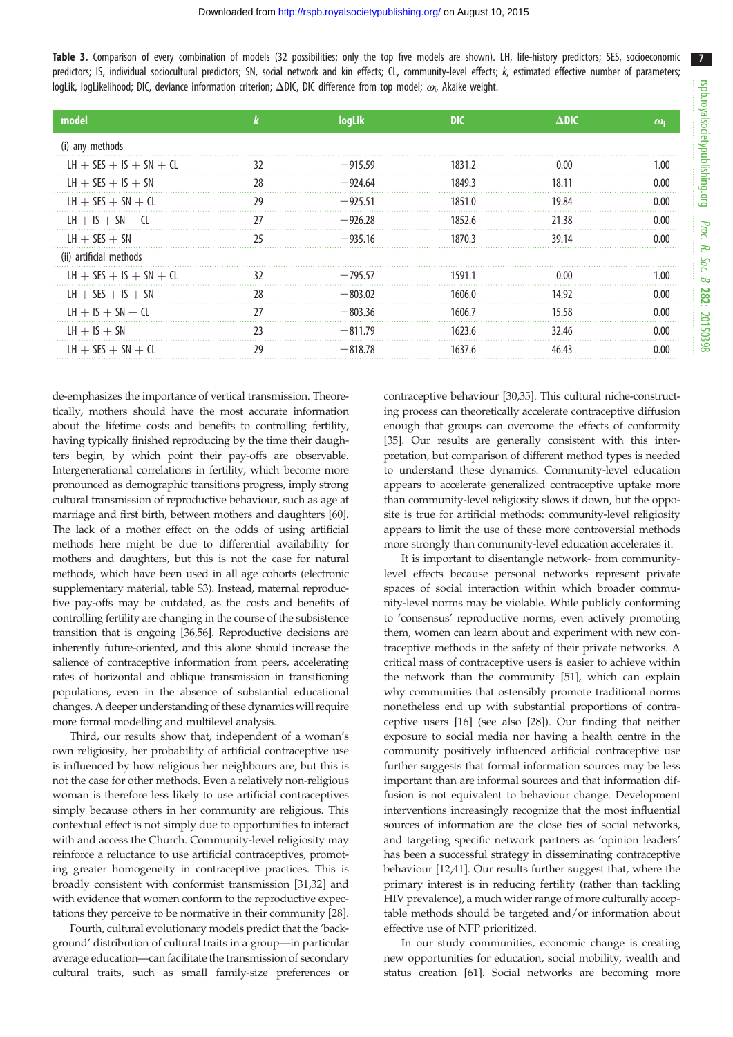**Table 3.** Comparison of every combination of models (32 possibilities; only the top five models are shown). LH, life-history predictors; SES, socioeconomic predictors; IS, individual sociocultural predictors; SN, social network and kin effects; CL, community-level effects; $k$, estimated effective number of parameters; logLik, logLikelihood; DIC, deviance information criterion; ΔDIC, DIC difference from top model; $\omega_i$, Akaike weight.

| model | $k$ | logLik | DIC | ΔDIC | $\omega_i$ |
|---|---|---|---|---|---|
| (i) any methods | | | | | |
| LH + SES + IS + SN + CL | 32 | −915.59 | 1831.2 | 0.00 | 1.00 |
| LH + SES + IS + SN | 28 | −924.64 | 1849.3 | 18.11 | 0.00 |
| LH + SES + SN + CL | 29 | −925.51 | 1851.0 | 19.84 | 0.00 |
| LH + IS + SN + CL | 27 | −926.28 | 1852.6 | 21.38 | 0.00 |
| LH + SES + SN | 25 | −935.16 | 1870.3 | 39.14 | 0.00 |
| (ii) artificial methods | | | | | |
| LH + SES + IS + SN + CL | 32 | −795.57 | 1591.1 | 0.00 | 1.00 |
| LH + SES + IS + SN | 28 | −803.02 | 1606.0 | 14.92 | 0.00 |
| LH + IS + SN + CL | 27 | −803.36 | 1606.7 | 15.58 | 0.00 |
| LH + IS + SN | 23 | −811.79 | 1623.6 | 32.46 | 0.00 |
| LH + SES + SN + CL | 29 | −818.78 | 1637.6 | 46.43 | 0.00 |

de-emphasizes the importance of vertical transmission. Theoretically, mothers should have the most accurate information about the lifetime costs and benefits to controlling fertility, having typically finished reproducing by the time their daughters begin, by which point their pay-offs are observable. Intergenerational correlations in fertility, which become more pronounced as demographic transitions progress, imply strong cultural transmission of reproductive behaviour, such as age at marriage and first birth, between mothers and daughters [60]. The lack of a mother effect on the odds of using artificial methods here might be due to differential availability for mothers and daughters, but this is not the case for natural methods, which have been used in all age cohorts (electronic supplementary material, table S3). Instead, maternal reproductive pay-offs may be outdated, as the costs and benefits of controlling fertility are changing in the course of the subsistence transition that is ongoing [36,56]. Reproductive decisions are inherently future-oriented, and this alone should increase the salience of contraceptive information from peers, accelerating rates of horizontal and oblique transmission in transitioning populations, even in the absence of substantial educational changes. A deeper understanding of these dynamics will require more formal modelling and multilevel analysis.

Third, our results show that, independent of a woman's own religiosity, her probability of artificial contraceptive use is influenced by how religious her neighbours are, but this is not the case for other methods. Even a relatively non-religious woman is therefore less likely to use artificial contraceptives simply because others in her community are religious. This contextual effect is not simply due to opportunities to interact with and access the Church. Community-level religiosity may reinforce a reluctance to use artificial contraceptives, promoting greater homogeneity in contraceptive practices. This is broadly consistent with conformist transmission [31,32] and with evidence that women conform to the reproductive expectations they perceive to be normative in their community [28].

Fourth, cultural evolutionary models predict that the 'background' distribution of cultural traits in a group—in particular average education—can facilitate the transmission of secondary cultural traits, such as small family-size preferences or contraceptive behaviour [30,35]. This cultural niche-constructing process can theoretically accelerate contraceptive diffusion enough that groups can overcome the effects of conformity [35]. Our results are generally consistent with this interpretation, but comparison of different method types is needed to understand these dynamics. Community-level education appears to accelerate generalized contraceptive uptake more than community-level religiosity slows it down, but the opposite is true for artificial methods: community-level religiosity appears to limit the use of these more controversial methods more strongly than community-level education accelerates it.

It is important to disentangle network- from community-level effects because personal networks represent private spaces of social interaction within which broader community-level norms may be violable. While publicly conforming to 'consensus' reproductive norms, even actively promoting them, women can learn about and experiment with new contraceptive methods in the safety of their private networks. A critical mass of contraceptive users is easier to achieve within the network than the community [51], which can explain why communities that ostensibly promote traditional norms nonetheless end up with substantial proportions of contraceptive users [16] (see also [28]). Our finding that neither exposure to social media nor having a health centre in the community positively influenced artificial contraceptive use further suggests that formal information sources may be less important than are informal sources and that information diffusion is not equivalent to behaviour change. Development interventions increasingly recognize that the most influential sources of information are the close ties of social networks, and targeting specific network partners as 'opinion leaders' has been a successful strategy in disseminating contraceptive behaviour [12,41]. Our results further suggest that, where the primary interest is in reducing fertility (rather than tackling HIV prevalence), a much wider range of more culturally acceptable methods should be targeted and/or information about effective use of NFP prioritized.

In our study communities, economic change is creating new opportunities for education, social mobility, wealth and status creation [61]. Social networks are becoming more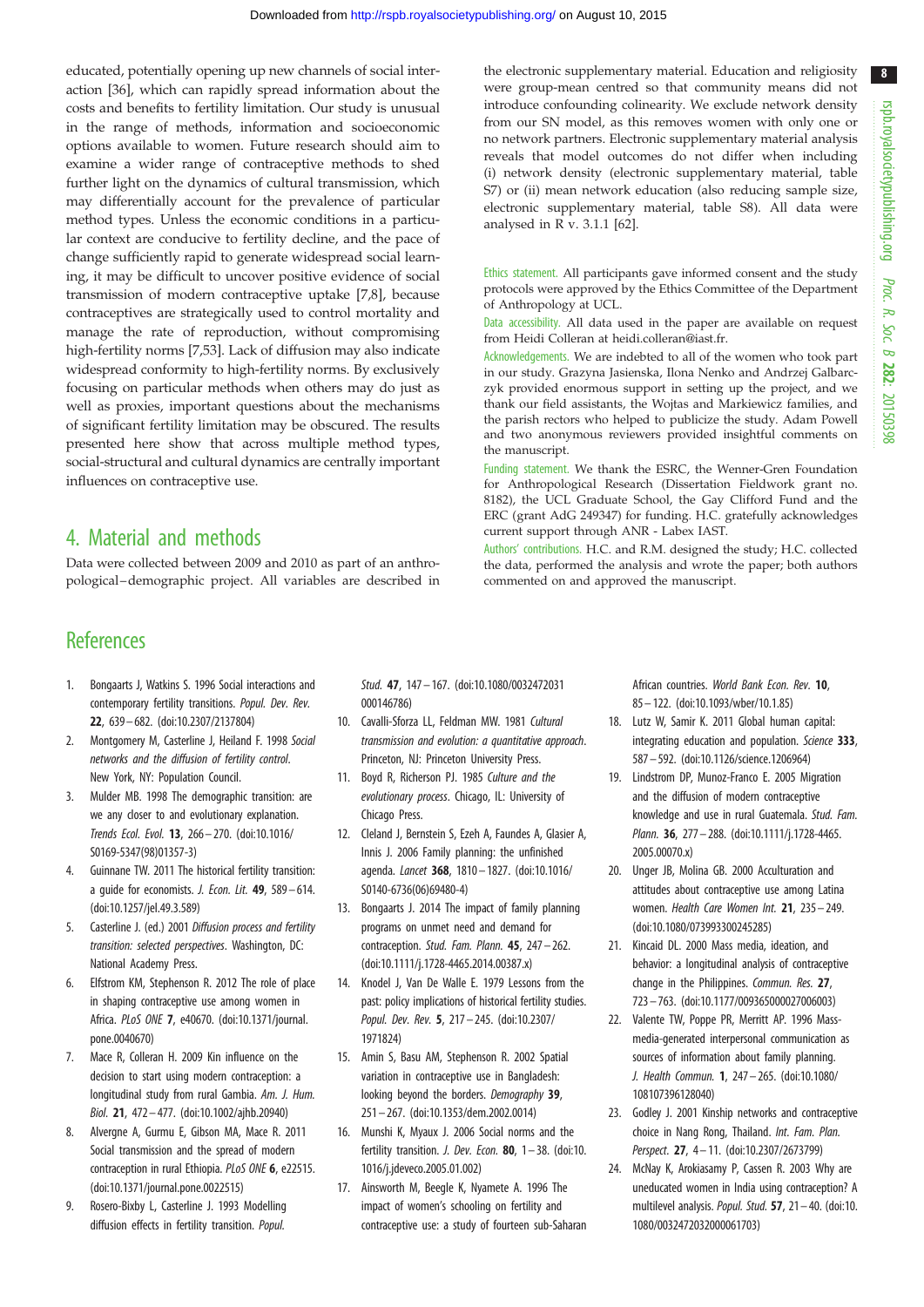educated, potentially opening up new channels of social interaction [36], which can rapidly spread information about the costs and benefits to fertility limitation. Our study is unusual in the range of methods, information and socioeconomic options available to women. Future research should aim to examine a wider range of contraceptive methods to shed further light on the dynamics of cultural transmission, which may differentially account for the prevalence of particular method types. Unless the economic conditions in a particular context are conducive to fertility decline, and the pace of change sufficiently rapid to generate widespread social learning, it may be difficult to uncover positive evidence of social transmission of modern contraceptive uptake [7,8], because contraceptives are strategically used to control mortality and manage the rate of reproduction, without compromising high-fertility norms [7,53]. Lack of diffusion may also indicate widespread conformity to high-fertility norms. By exclusively focusing on particular methods when others may do just as well as proxies, important questions about the mechanisms of significant fertility limitation may be obscured. The results presented here show that across multiple method types, social-structural and cultural dynamics are centrally important influences on contraceptive use.

## 4. Material and methods

Data were collected between 2009 and 2010 as part of an anthropological–demographic project. All variables are described in the electronic supplementary material. Education and religiosity were group-mean centred so that community means did not introduce confounding colinearity. We exclude network density from our SN model, as this removes women with only one or no network partners. Electronic supplementary material analysis reveals that model outcomes do not differ when including (i) network density (electronic supplementary material, table S7) or (ii) mean network education (also reducing sample size, electronic supplementary material, table S8). All data were analysed in R v. 3.1.1 [62].

Ethics statement. All participants gave informed consent and the study protocols were approved by the Ethics Committee of the Department of Anthropology at UCL.

Data accessibility. All data used in the paper are available on request from Heidi Colleran at heidi.colleran@iast.fr.

Acknowledgements. We are indebted to all of the women who took part in our study. Grazyna Jasienska, Ilona Nenko and Andrzej Galbarczyk provided enormous support in setting up the project, and we thank our field assistants, the Wojtas and Markiewicz families, and the parish rectors who helped to publicize the study. Adam Powell and two anonymous reviewers provided insightful comments on the manuscript.

Funding statement. We thank the ESRC, the Wenner-Gren Foundation for Anthropological Research (Dissertation Fieldwork grant no. 8182), the UCL Graduate School, the Gay Clifford Fund and the ERC (grant AdG 249347) for funding. H.C. gratefully acknowledges current support through ANR - Labex IAST.

Authors' contributions. H.C. and R.M. designed the study; H.C. collected the data, performed the analysis and wrote the paper; both authors commented on and approved the manuscript.

## References

1. Bongaarts J, Watkins S. 1996 Social interactions and contemporary fertility transitions. *Popul. Dev. Rev.* **22**, 639–682. (doi:10.2307/2137804)
2. Montgomery M, Casterline J, Heiland F. 1998 *Social networks and the diffusion of fertility control*. New York, NY: Population Council.
3. Mulder MB. 1998 The demographic transition: are we any closer to and evolutionary explanation. *Trends Ecol. Evol.* **13**, 266–270. (doi:10.1016/S0169-5347(98)01357-3)
4. Guinnane TW. 2011 The historical fertility transition: a guide for economists. *J. Econ. Lit.* **49**, 589–614. (doi:10.1257/jel.49.3.589)
5. Casterline J. (ed.) 2001 *Diffusion process and fertility transition: selected perspectives*. Washington, DC: National Academy Press.
6. Elfstrom KM, Stephenson R. 2012 The role of place in shaping contraceptive use among women in Africa. *PLoS ONE* **7**, e40670. (doi:10.1371/journal.pone.0040670)
7. Mace R, Colleran H. 2009 Kin influence on the decision to start using modern contraception: a longitudinal study from rural Gambia. *Am. J. Hum. Biol.* **21**, 472–477. (doi:10.1002/ajhb.20940)
8. Alvergne A, Gurmu E, Gibson MA, Mace R. 2011 Social transmission and the spread of modern contraception in rural Ethiopia. *PLoS ONE* **6**, e22515. (doi:10.1371/journal.pone.0022515)
9. Rosero-Bixby L, Casterline J. 1993 Modelling diffusion effects in fertility transition. *Popul. Stud.* **47**, 147–167. (doi:10.1080/0032472031000146786)
10. Cavalli-Sforza LL, Feldman MW. 1981 *Cultural transmission and evolution: a quantitative approach*. Princeton, NJ: Princeton University Press.
11. Boyd R, Richerson PJ. 1985 *Culture and the evolutionary process*. Chicago, IL: University of Chicago Press.
12. Cleland J, Bernstein S, Ezeh A, Faundes A, Glasier A, Innis J. 2006 Family planning: the unfinished agenda. *Lancet* **368**, 1810–1827. (doi:10.1016/S0140-6736(06)69480-4)
13. Bongaarts J. 2014 The impact of family planning programs on unmet need and demand for contraception. *Stud. Fam. Plann.* **45**, 247–262. (doi:10.1111/j.1728-4465.2014.00387.x)
14. Knodel J, Van De Walle E. 1979 Lessons from the past: policy implications of historical fertility studies. *Popul. Dev. Rev.* **5**, 217–245. (doi:10.2307/1971824)
15. Amin S, Basu AM, Stephenson R. 2002 Spatial variation in contraceptive use in Bangladesh: looking beyond the borders. *Demography* **39**, 251–267. (doi:10.1353/dem.2002.0014)
16. Munshi K, Myaux J. 2006 Social norms and the fertility transition. *J. Dev. Econ.* **80**, 1–38. (doi:10.1016/j.jdeveco.2005.01.002)
17. Ainsworth M, Beegle K, Nyamete A. 1996 The impact of women's schooling on fertility and contraceptive use: a study of fourteen sub-Saharan African countries. *World Bank Econ. Rev.* **10**, 85–122. (doi:10.1093/wber/10.1.85)
18. Lutz W, Samir K. 2011 Global human capital: integrating education and population. *Science* **333**, 587–592. (doi:10.1126/science.1206964)
19. Lindstrom DP, Munoz-Franco E. 2005 Migration and the diffusion of modern contraceptive knowledge and use in rural Guatemala. *Stud. Fam. Plann.* **36**, 277–288. (doi:10.1111/j.1728-4465.2005.00070.x)
20. Unger JB, Molina GB. 2000 Acculturation and attitudes about contraceptive use among Latina women. *Health Care Women Int.* **21**, 235–249. (doi:10.1080/073993300245285)
21. Kincaid DL. 2000 Mass media, ideation, and behavior: a longitudinal analysis of contraceptive change in the Philippines. *Commun. Res.* **27**, 723–763. (doi:10.1177/009365000027006003)
22. Valente TW, Poppe PR, Merritt AP. 1996 Mass-media-generated interpersonal communication as sources of information about family planning. *J. Health Commun.* **1**, 247–265. (doi:10.1080/108107396128040)
23. Godley J. 2001 Kinship networks and contraceptive choice in Nang Rong, Thailand. *Int. Fam. Plan. Perspect.* **27**, 4–11. (doi:10.2307/2673799)
24. McNay K, Arokiasamy P, Cassen R. 2003 Why are uneducated women in India using contraception? A multilevel analysis. *Popul. Stud.* **57**, 21–40. (doi:10.1080/0032472032000061703)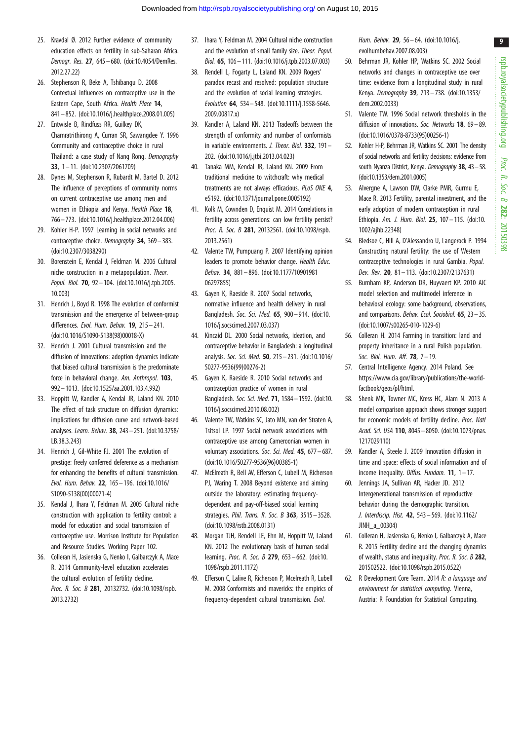25. Kravdal Ø. 2012 Further evidence of community education effects on fertility in sub-Saharan Africa. *Demogr. Res.* **27**, 645–680. (doi:10.4054/DemRes.2012.27.22)
26. Stephenson R, Beke A, Tshibangu D. 2008 Contextual influences on contraceptive use in the Eastern Cape, South Africa. *Health Place* **14**, 841–852. (doi:10.1016/j.healthplace.2008.01.005)
27. Entwisle B, Rindfuss RR, Guilkey DK, Chamratrithirong A, Curran SR, Sawangdee Y. 1996 Community and contraceptive choice in rural Thailand: a case study of Nang Rong. *Demography* **33**, 1–11. (doi:10.2307/2061709)
28. Dynes M, Stephenson R, Rubardt M, Bartel D. 2012 The influence of perceptions of community norms on current contraceptive use among men and women in Ethiopia and Kenya. *Health Place* **18**, 766–773. (doi:10.1016/j.healthplace.2012.04.006)
29. Kohler H-P. 1997 Learning in social networks and contraceptive choice. *Demography* **34**, 369–383. (doi:10.2307/3038290)
30. Borenstein E, Kendal J, Feldman M. 2006 Cultural niche construction in a metapopulation. *Theor. Popul. Biol.* **70**, 92–104. (doi:10.1016/j.tpb.2005.10.003)
31. Henrich J, Boyd R. 1998 The evolution of conformist transmission and the emergence of between-group differences. *Evol. Hum. Behav.* **19**, 215–241. (doi:10.1016/S1090-5138(98)00018-X)
32. Henrich J. 2001 Cultural transmission and the diffusion of innovations: adoption dynamics indicate that biased cultural transmission is the predominate force in behavioral change. *Am. Anthropol.* **103**, 992–1013. (doi:10.1525/aa.2001.103.4.992)
33. Hoppitt W, Kandler A, Kendal JR, Laland KN. 2010 The effect of task structure on diffusion dynamics: implications for diffusion curve and network-based analyses. *Learn. Behav.* **38**, 243–251. (doi:10.3758/LB.38.3.243)
34. Henrich J, Gil-White FJ. 2001 The evolution of prestige: freely conferred deference as a mechanism for enhancing the benefits of cultural transmission. *Evol. Hum. Behav.* **22**, 165–196. (doi:10.1016/S1090-5138(00)00071-4)
35. Kendal J, Ihara Y, Feldman M. 2005 Cultural niche construction with application to fertility control: a model for education and social transmission of contraceptive use. Morrison Institute for Population and Resource Studies. Working Paper 102.
36. Colleran H, Jasienska G, Nenko I, Galbarczyk A, Mace R. 2014 Community-level education accelerates the cultural evolution of fertility decline. *Proc. R. Soc. B* **281**, 20132732. (doi:10.1098/rspb.2013.2732)
37. Ihara Y, Feldman M. 2004 Cultural niche construction and the evolution of small family size. *Theor. Popul. Biol.* **65**, 106–111. (doi:10.1016/j.tpb.2003.07.003)
38. Rendell L, Fogarty L, Laland KN. 2009 Rogers' paradox recast and resolved: population structure and the evolution of social learning strategies. *Evolution* **64**, 534–548. (doi:10.1111/j.1558-5646.2009.00817.x)
39. Kandler A, Laland KN. 2013 Tradeoffs between the strength of conformity and number of conformists in variable environments. *J. Theor. Biol.* **332**, 191–202. (doi:10.1016/j.jtbi.2013.04.023)
40. Tanaka MM, Kendal JR, Laland KN. 2009 From traditional medicine to witchcraft: why medical treatments are not always efficacious. *PLoS ONE* **4**, e5192. (doi:10.1371/journal.pone.0005192)
41. Kolk M, Cownden D, Enquist M. 2014 Correlations in fertility across generations: can low fertility persist? *Proc. R. Soc. B* **281**, 20132561. (doi:10.1098/rspb.2013.2561)
42. Valente TW, Pumpuang P. 2007 Identifying opinion leaders to promote behavior change. *Health Educ. Behav.* **34**, 881–896. (doi:10.1177/1090198106297855)
43. Gayen K, Raeside R. 2007 Social networks, normative influence and health delivery in rural Bangladesh. *Soc. Sci. Med.* **65**, 900–914. (doi:10.1016/j.socscimed.2007.03.037)
44. Kincaid DL. 2000 Social networks, ideation, and contraceptive behavior in Bangladesh: a longitudinal analysis. *Soc. Sci. Med.* **50**, 215–231. (doi:10.1016/S0277-9536(99)00276-2)
45. Gayen K, Raeside R. 2010 Social networks and contraception practice of women in rural Bangladesh. *Soc. Sci. Med.* **71**, 1584–1592. (doi:10.1016/j.socscimed.2010.08.002)
46. Valente TW, Watkins SC, Jato MN, van der Straten A, Tsitsol LP. 1997 Social network associations with contraceptive use among Cameroonian women in voluntary associations. *Soc. Sci. Med.* **45**, 677–687. (doi:10.1016/S0277-9536(96)00385-1)
47. McElreath R, Bell AV, Efferson C, Lubell M, Richerson PJ, Waring T. 2008 Beyond existence and aiming outside the laboratory: estimating frequency-dependent and pay-off-biased social learning strategies. *Phil. Trans. R. Soc. B* **363**, 3515–3528. (doi:10.1098/rstb.2008.0131)
48. Morgan TJH, Rendell LE, Ehn M, Hoppitt W, Laland KN. 2012 The evolutionary basis of human social learning. *Proc. R. Soc. B* **279**, 653–662. (doi:10.1098/rspb.2011.1172)
49. Efferson C, Lalive R, Richerson PJ, Mcelreath R, Lubell M. 2008 Conformists and mavericks: the empirics of frequency-dependent cultural transmission. *Evol. Hum. Behav.* **29**, 56–64. (doi:10.1016/j.evolhumbehav.2007.08.003)
50. Behrman JR, Kohler HP, Watkins SC. 2002 Social networks and changes in contraceptive use over time: evidence from a longitudinal study in rural Kenya. *Demography* **39**, 713–738. (doi:10.1353/dem.2002.0033)
51. Valente TW. 1996 Social network thresholds in the diffusion of innovations. *Soc. Networks* **18**, 69–89. (doi:10.1016/0378-8733(95)00256-1)
52. Kohler H-P, Behrman JR, Watkins SC. 2001 The density of social networks and fertility decisions: evidence from south Nyanza District, Kenya. *Demography* **38**, 43–58. (doi:10.1353/dem.2001.0005)
53. Alvergne A, Lawson DW, Clarke PMR, Gurmu E, Mace R. 2013 Fertility, parental investment, and the early adoption of modern contraception in rural Ethiopia. *Am. J. Hum. Biol.* **25**, 107–115. (doi:10.1002/ajhb.22348)
54. Bledsoe C, Hill A, D'Alessandro U, Langerock P. 1994 Constructing natural fertility: the use of Western contraceptive technologies in rural Gambia. *Popul. Dev. Rev.* **20**, 81–113. (doi:10.2307/2137631)
55. Burnham KP, Anderson DR, Huyvaert KP. 2010 AIC model selection and multimodel inference in behavioral ecology: some background, observations, and comparisons. *Behav. Ecol. Sociobiol.* **65**, 23–35. (doi:10.1007/s00265-010-1029-6)
56. Colleran H. 2014 Farming in transition: land and property inheritance in a rural Polish population. *Soc. Biol. Hum. Aff.* **78**, 7–19.
57. Central Intelligence Agency. 2014 Poland. See https://www.cia.gov/library/publications/the-world-factbook/geos/pl/html.
58. Shenk MK, Towner MC, Kress HC, Alam N. 2013 A model comparison approach shows stronger support for economic models of fertility decline. *Proc. Natl Acad. Sci. USA* **110**, 8045–8050. (doi:10.1073/pnas.1217029110)
59. Kandler A, Steele J. 2009 Innovation diffusion in time and space: effects of social information and of income inequality. *Diffus. Fundam.* **11**, 1–17.
60. Jennings JA, Sullivan AR, Hacker JD. 2012 Intergenerational transmission of reproductive behavior during the demographic transition. *J. Interdiscip. Hist.* **42**, 543–569. (doi:10.1162/JINH_a_00304)
61. Colleran H, Jasienska G, Nenko I, Galbarczyk A, Mace R. 2015 Fertility decline and the changing dynamics of wealth, status and inequality. *Proc. R. Soc. B* **282**, 20150287. (doi:10.1098/rspb.2015.0287)
62. R Development Core Team. 2014 *R: a language and environment for statistical computing*. Vienna, Austria: R Foundation for Statistical Computing.